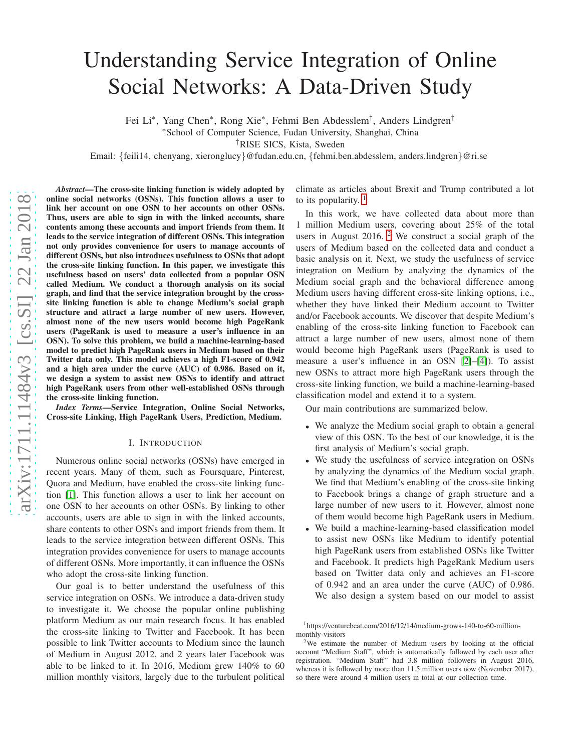# Understanding Service Integration of Online Social Networks: A Data-Driven Study

Fei Li*, Yang Chen*, Rong Xie*, Fehmi Ben Abdesslem†, Anders Lindgren†

*School of Computer Science, Fudan University, Shanghai, China

†RISE SICS, Kista, Sweden

Email: {feili14, chenyang, xieronglucy}@fudan.edu.cn, {fehmi.ben.abdesslem, anders.lindgren}@ri.se

***Abstract*—The cross-site linking function is widely adopted by online social networks (OSNs). This function allows a user to link her account on one OSN to her accounts on other OSNs. Thus, users are able to sign in with the linked accounts, share contents among these accounts and import friends from them. It leads to the service integration of different OSNs. This integration not only provides convenience for users to manage accounts of different OSNs, but also introduces usefulness to OSNs that adopt the cross-site linking function. In this paper, we investigate this usefulness based on users' data collected from a popular OSN called Medium. We conduct a thorough analysis on its social graph, and find that the service integration brought by the cross-site linking function is able to change Medium's social graph structure and attract a large number of new users. However, almost none of the new users would become high PageRank users (PageRank is used to measure a user's influence in an OSN). To solve this problem, we build a machine-learning-based model to predict high PageRank users in Medium based on their Twitter data only. This model achieves a high F1-score of 0.942 and a high area under the curve (AUC) of 0.986. Based on it, we design a system to assist new OSNs to identify and attract high PageRank users from other well-established OSNs through the cross-site linking function.**

***Index Terms*—Service Integration, Online Social Networks, Cross-site Linking, High PageRank Users, Prediction, Medium.**

## I. Introduction

Numerous online social networks (OSNs) have emerged in recent years. Many of them, such as Foursquare, Pinterest, Quora and Medium, have enabled the cross-site linking function [1]. This function allows a user to link her account on one OSN to her accounts on other OSNs. By linking to other accounts, users are able to sign in with the linked accounts, share contents to other OSNs and import friends from them. It leads to the service integration between different OSNs. This integration provides convenience for users to manage accounts of different OSNs. More importantly, it can influence the OSNs who adopt the cross-site linking function.

Our goal is to better understand the usefulness of this service integration on OSNs. We introduce a data-driven study to investigate it. We choose the popular online publishing platform Medium as our main research focus. It has enabled the cross-site linking to Twitter and Facebook. It has been possible to link Twitter accounts to Medium since the launch of Medium in August 2012, and 2 years later Facebook was able to be linked to it. In 2016, Medium grew 140% to 60 million monthly visitors, largely due to the turbulent political climate as articles about Brexit and Trump contributed a lot to its popularity. [1]

In this work, we have collected data about more than 1 million Medium users, covering about 25% of the total users in August 2016. [2] We construct a social graph of the users of Medium based on the collected data and conduct a basic analysis on it. Next, we study the usefulness of service integration on Medium by analyzing the dynamics of the Medium social graph and the behavioral difference among Medium users having different cross-site linking options, i.e., whether they have linked their Medium account to Twitter and/or Facebook accounts. We discover that despite Medium's enabling of the cross-site linking function to Facebook can attract a large number of new users, almost none of them would become high PageRank users (PageRank is used to measure a user's influence in an OSN [2]–[4]). To assist new OSNs to attract more high PageRank users through the cross-site linking function, we build a machine-learning-based classification model and extend it to a system.

Our main contributions are summarized below.

- We analyze the Medium social graph to obtain a general view of this OSN. To the best of our knowledge, it is the first analysis of Medium's social graph.
- We study the usefulness of service integration on OSNs by analyzing the dynamics of the Medium social graph. We find that Medium's enabling of the cross-site linking to Facebook brings a change of graph structure and a large number of new users to it. However, almost none of them would become high PageRank users in Medium.
- We build a machine-learning-based classification model to assist new OSNs like Medium to identify potential high PageRank users from established OSNs like Twitter and Facebook. It predicts high PageRank Medium users based on Twitter data only and achieves an F1-score of 0.942 and an area under the curve (AUC) of 0.986. We also design a system based on our model to assist

[1] https://venturebeat.com/2016/12/14/medium-grows-140-to-60-million-monthly-visitors

[2] We estimate the number of Medium users by looking at the official account "Medium Staff", which is automatically followed by each user after registration. "Medium Staff" had 3.8 million followers in August 2016, whereas it is followed by more than 11.5 million users now (November 2017), so there were around 4 million users in total at our collection time.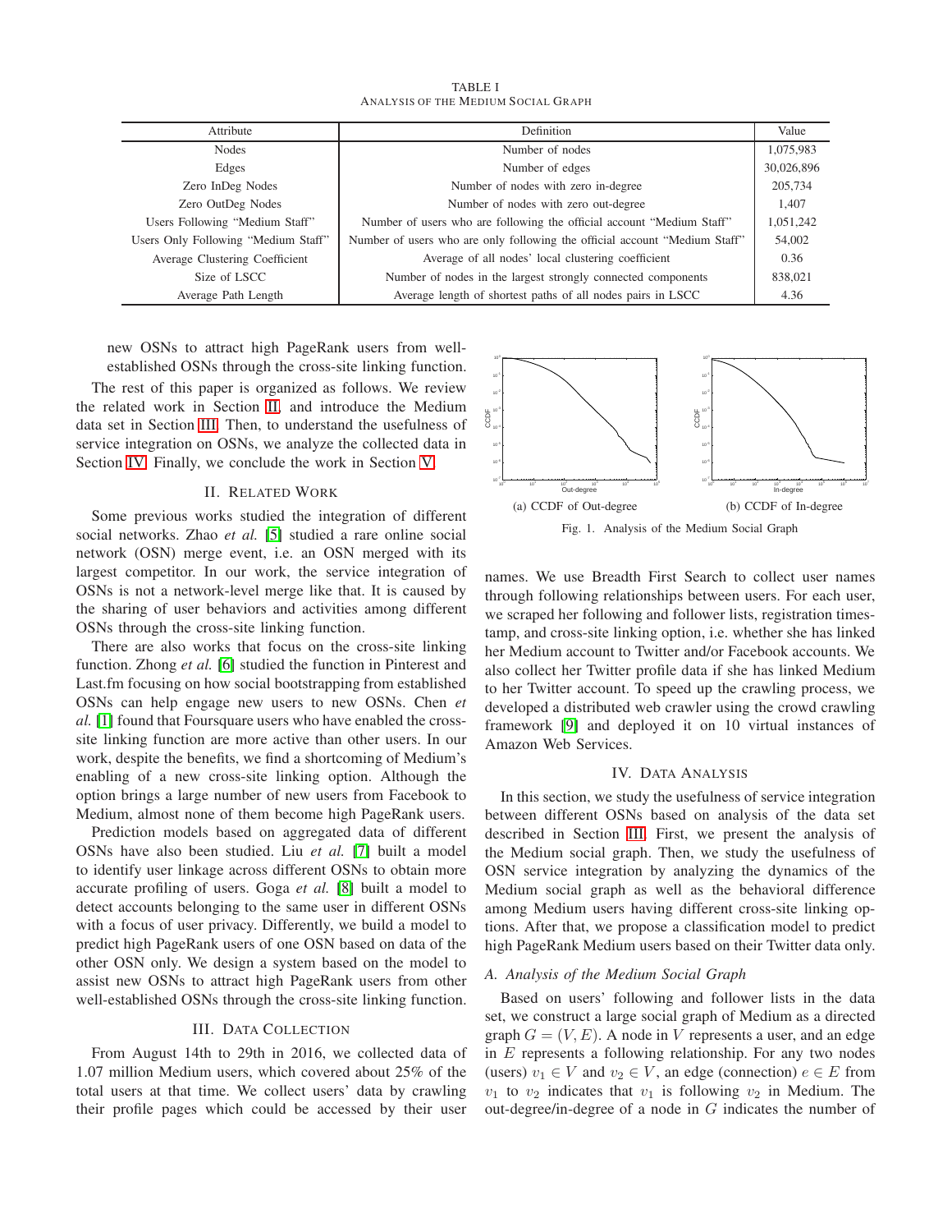TABLE I
ANALYSIS OF THE MEDIUM SOCIAL GRAPH

| Attribute | Definition | Value |
| --- | --- | --- |
| Nodes | Number of nodes | 1,075,983 |
| Edges | Number of edges | 30,026,896 |
| Zero InDeg Nodes | Number of nodes with zero in-degree | 205,734 |
| Zero OutDeg Nodes | Number of nodes with zero out-degree | 1,407 |
| Users Following "Medium Staff" | Number of users who are following the official account "Medium Staff" | 1,051,242 |
| Users Only Following "Medium Staff" | Number of users who are only following the official account "Medium Staff" | 54,002 |
| Average Clustering Coefficient | Average of all nodes' local clustering coefficient | 0.36 |
| Size of LSCC | Number of nodes in the largest strongly connected components | 838,021 |
| Average Path Length | Average length of shortest paths of all nodes pairs in LSCC | 4.36 |

new OSNs to attract high PageRank users from well-established OSNs through the cross-site linking function.

The rest of this paper is organized as follows. We review the related work in Section II, and introduce the Medium data set in Section III. Then, to understand the usefulness of service integration on OSNs, we analyze the collected data in Section IV. Finally, we conclude the work in Section V.

## II. Related Work

Some previous works studied the integration of different social networks. Zhao *et al.* [5] studied a rare online social network (OSN) merge event, i.e. an OSN merged with its largest competitor. In our work, the service integration of OSNs is not a network-level merge like that. It is caused by the sharing of user behaviors and activities among different OSNs through the cross-site linking function.

There are also works that focus on the cross-site linking function. Zhong *et al.* [6] studied the function in Pinterest and Last.fm focusing on how social bootstrapping from established OSNs can help engage new users to new OSNs. Chen *et al.* [1] found that Foursquare users who have enabled the cross-site linking function are more active than other users. In our work, despite the benefits, we find a shortcoming of Medium's enabling of a new cross-site linking option. Although the option brings a large number of new users from Facebook to Medium, almost none of them become high PageRank users.

Prediction models based on aggregated data of different OSNs have also been studied. Liu *et al.* [7] built a model to identify user linkage across different OSNs to obtain more accurate profiling of users. Goga *et al.* [8] built a model to detect accounts belonging to the same user in different OSNs with a focus of user privacy. Differently, we build a model to predict high PageRank users of one OSN based on data of the other OSN only. We design a system based on the model to assist new OSNs to attract high PageRank users from other well-established OSNs through the cross-site linking function.

## III. Data Collection

From August 14th to 29th in 2016, we collected data of 1.07 million Medium users, which covered about 25% of the total users at that time. We collect users' data by crawling their profile pages which could be accessed by their user names. We use Breadth First Search to collect user names through following relationships between users. For each user, we scraped her following and follower lists, registration timestamp, and cross-site linking option, i.e. whether she has linked her Medium account to Twitter and/or Facebook accounts. We also collect her Twitter profile data if she has linked Medium to her Twitter account. To speed up the crawling process, we developed a distributed web crawler using the crowd crawling framework [9] and deployed it on 10 virtual instances of Amazon Web Services.

(a) CCDF of Out-degree (b) CCDF of In-degree

Fig. 1. Analysis of the Medium Social Graph

## IV. Data Analysis

In this section, we study the usefulness of service integration between different OSNs based on analysis of the data set described in Section III. First, we present the analysis of the Medium social graph. Then, we study the usefulness of OSN service integration by analyzing the dynamics of the Medium social graph as well as the behavioral difference among Medium users having different cross-site linking options. After that, we propose a classification model to predict high PageRank Medium users based on their Twitter data only.

### A. Analysis of the Medium Social Graph

Based on users' following and follower lists in the data set, we construct a large social graph of Medium as a directed graph $G = (V, E)$. A node in $V$ represents a user, and an edge in $E$ represents a following relationship. For any two nodes (users) $v_1 \in V$ and $v_2 \in V$, an edge (connection) $e \in E$ from $v_1$ to $v_2$ indicates that $v_1$ is following $v_2$ in Medium. The out-degree/in-degree of a node in $G$ indicates the number of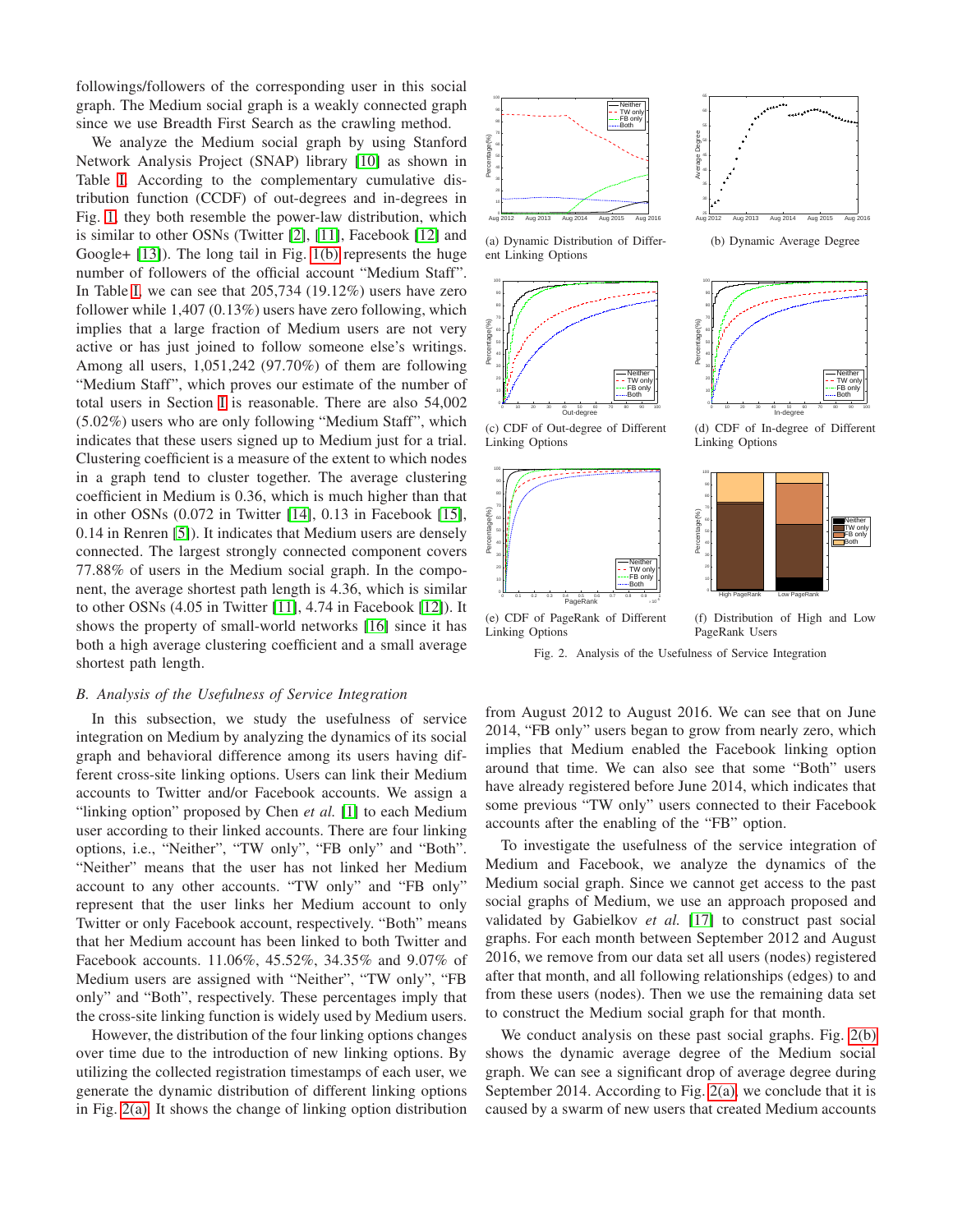followings/followers of the corresponding user in this social graph. The Medium social graph is a weakly connected graph since we use Breadth First Search as the crawling method.

We analyze the Medium social graph by using Stanford Network Analysis Project (SNAP) library [10] as shown in Table I. According to the complementary cumulative distribution function (CCDF) of out-degrees and in-degrees in Fig. 1, they both resemble the power-law distribution, which is similar to other OSNs (Twitter [2], [11], Facebook [12] and Google+ [13]). The long tail in Fig. 1(b) represents the huge number of followers of the official account "Medium Staff". In Table I, we can see that 205,734 (19.12%) users have zero follower while 1,407 (0.13%) users have zero following, which implies that a large fraction of Medium users are not very active or has just joined to follow someone else's writings. Among all users, 1,051,242 (97.70%) of them are following "Medium Staff", which proves our estimate of the number of total users in Section I is reasonable. There are also 54,002 (5.02%) users who are only following "Medium Staff", which indicates that these users signed up to Medium just for a trial. Clustering coefficient is a measure of the extent to which nodes in a graph tend to cluster together. The average clustering coefficient in Medium is 0.36, which is much higher than that in other OSNs (0.072 in Twitter [14], 0.13 in Facebook [15], 0.14 in Renren [5]). It indicates that Medium users are densely connected. The largest strongly connected component covers 77.88% of users in the Medium social graph. In the component, the average shortest path length is 4.36, which is similar to other OSNs (4.05 in Twitter [11], 4.74 in Facebook [12]). It shows the property of small-world networks [16] since it has both a high average clustering coefficient and a small average shortest path length.

(a) Dynamic Distribution of Different Linking Options

(b) Dynamic Average Degree

(c) CDF of Out-degree of Different Linking Options

(d) CDF of In-degree of Different Linking Options

(e) CDF of PageRank of Different Linking Options

(f) Distribution of High and Low PageRank Users

Fig. 2. Analysis of the Usefulness of Service Integration

## B. Analysis of the Usefulness of Service Integration

In this subsection, we study the usefulness of service integration on Medium by analyzing the dynamics of its social graph and behavioral difference among its users having different cross-site linking options. Users can link their Medium accounts to Twitter and/or Facebook accounts. We assign a "linking option" proposed by Chen *et al.* [1] to each Medium user according to their linked accounts. There are four linking options, i.e., "Neither", "TW only", "FB only" and "Both". "Neither" means that the user has not linked her Medium account to any other accounts. "TW only" and "FB only" represent that the user links her Medium account to only Twitter or only Facebook account, respectively. "Both" means that her Medium account has been linked to both Twitter and Facebook accounts. 11.06%, 45.52%, 34.35% and 9.07% of Medium users are assigned with "Neither", "TW only", "FB only" and "Both", respectively. These percentages imply that the cross-site linking function is widely used by Medium users.

However, the distribution of the four linking options changes over time due to the introduction of new linking options. By utilizing the collected registration timestamps of each user, we generate the dynamic distribution of different linking options in Fig. 2(a). It shows the change of linking option distribution from August 2012 to August 2016. We can see that on June 2014, "FB only" users began to grow from nearly zero, which implies that Medium enabled the Facebook linking option around that time. We can also see that some "Both" users have already registered before June 2014, which indicates that some previous "TW only" users connected to their Facebook accounts after the enabling of the "FB" option.

To investigate the usefulness of the service integration of Medium and Facebook, we analyze the dynamics of the Medium social graph. Since we cannot get access to the past social graphs of Medium, we use an approach proposed and validated by Gabielkov *et al.* [17] to construct past social graphs. For each month between September 2012 and August 2016, we remove from our data set all users (nodes) registered after that month, and all following relationships (edges) to and from these users (nodes). Then we use the remaining data set to construct the Medium social graph for that month.

We conduct analysis on these past social graphs. Fig. 2(b) shows the dynamic average degree of the Medium social graph. We can see a significant drop of average degree during September 2014. According to Fig. 2(a), we conclude that it is caused by a swarm of new users that created Medium accounts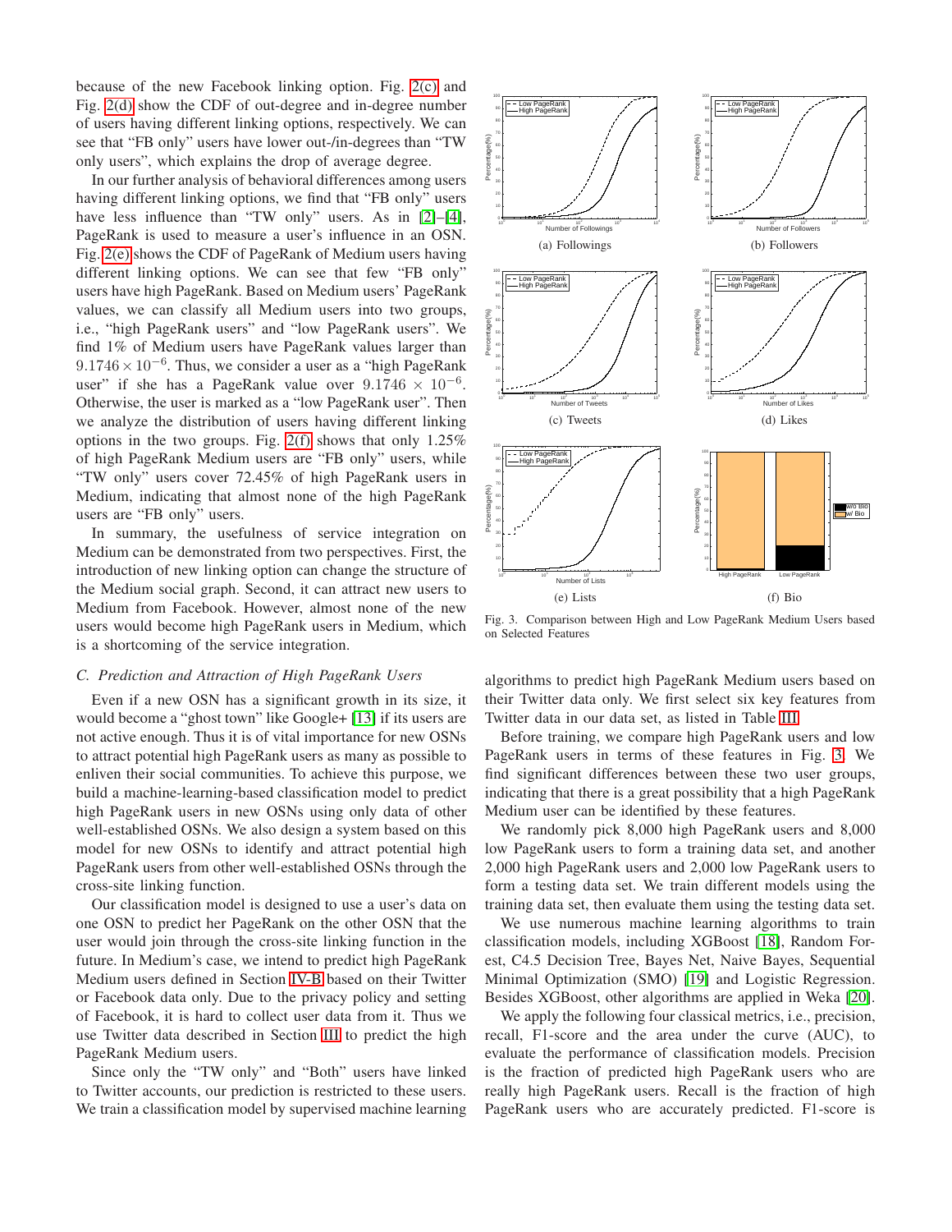because of the new Facebook linking option. Fig. 2(c) and Fig. 2(d) show the CDF of out-degree and in-degree number of users having different linking options, respectively. We can see that "FB only" users have lower out-/in-degrees than "TW only users", which explains the drop of average degree.

In our further analysis of behavioral differences among users having different linking options, we find that "FB only" users have less influence than "TW only" users. As in [2]–[4], PageRank is used to measure a user's influence in an OSN. Fig. 2(e) shows the CDF of PageRank of Medium users having different linking options. We can see that few "FB only" users have high PageRank. Based on Medium users' PageRank values, we can classify all Medium users into two groups, i.e., "high PageRank users" and "low PageRank users". We find 1% of Medium users have PageRank values larger than $9.1746 \times 10^{-6}$. Thus, we consider a user as a "high PageRank user" if she has a PageRank value over $9.1746 \times 10^{-6}$. Otherwise, the user is marked as a "low PageRank user". Then we analyze the distribution of users having different linking options in the two groups. Fig. 2(f) shows that only 1.25% of high PageRank Medium users are "FB only" users, while "TW only" users cover 72.45% of high PageRank users in Medium, indicating that almost none of the high PageRank users are "FB only" users.

In summary, the usefulness of service integration on Medium can be demonstrated from two perspectives. First, the introduction of new linking option can change the structure of the Medium social graph. Second, it can attract new users to Medium from Facebook. However, almost none of the new users would become high PageRank users in Medium, which is a shortcoming of the service integration.

### *C. Prediction and Attraction of High PageRank Users*

Even if a new OSN has a significant growth in its size, it would become a "ghost town" like Google+ [13] if its users are not active enough. Thus it is of vital importance for new OSNs to attract potential high PageRank users as many as possible to enliven their social communities. To achieve this purpose, we build a machine-learning-based classification model to predict high PageRank users in new OSNs using only data of other well-established OSNs. We also design a system based on this model for new OSNs to identify and attract potential high PageRank users from other well-established OSNs through the cross-site linking function.

Our classification model is designed to use a user's data on one OSN to predict her PageRank on the other OSN that the user would join through the cross-site linking function in the future. In Medium's case, we intend to predict high PageRank Medium users defined in Section IV-B based on their Twitter or Facebook data only. Due to the privacy policy and setting of Facebook, it is hard to collect user data from it. Thus we use Twitter data described in Section III to predict the high PageRank Medium users.

Since only the "TW only" and "Both" users have linked to Twitter accounts, our prediction is restricted to these users. We train a classification model by supervised machine learning algorithms to predict high PageRank Medium users based on their Twitter data only. We first select six key features from Twitter data in our data set, as listed in Table III.

Fig. 3. Comparison between High and Low PageRank Medium Users based on Selected Features — (a) Followings, (b) Followers, (c) Tweets, (d) Likes, (e) Lists, (f) Bio

Before training, we compare high PageRank users and low PageRank users in terms of these features in Fig. 3. We find significant differences between these two user groups, indicating that there is a great possibility that a high PageRank Medium user can be identified by these features.

We randomly pick 8,000 high PageRank users and 8,000 low PageRank users to form a training data set, and another 2,000 high PageRank users and 2,000 low PageRank users to form a testing data set. We train different models using the training data set, then evaluate them using the testing data set.

We use numerous machine learning algorithms to train classification models, including XGBoost [18], Random Forest, C4.5 Decision Tree, Bayes Net, Naive Bayes, Sequential Minimal Optimization (SMO) [19] and Logistic Regression. Besides XGBoost, other algorithms are applied in Weka [20].

We apply the following four classical metrics, i.e., precision, recall, F1-score and the area under the curve (AUC), to evaluate the performance of classification models. Precision is the fraction of predicted high PageRank users who are really high PageRank users. Recall is the fraction of high PageRank users who are accurately predicted. F1-score is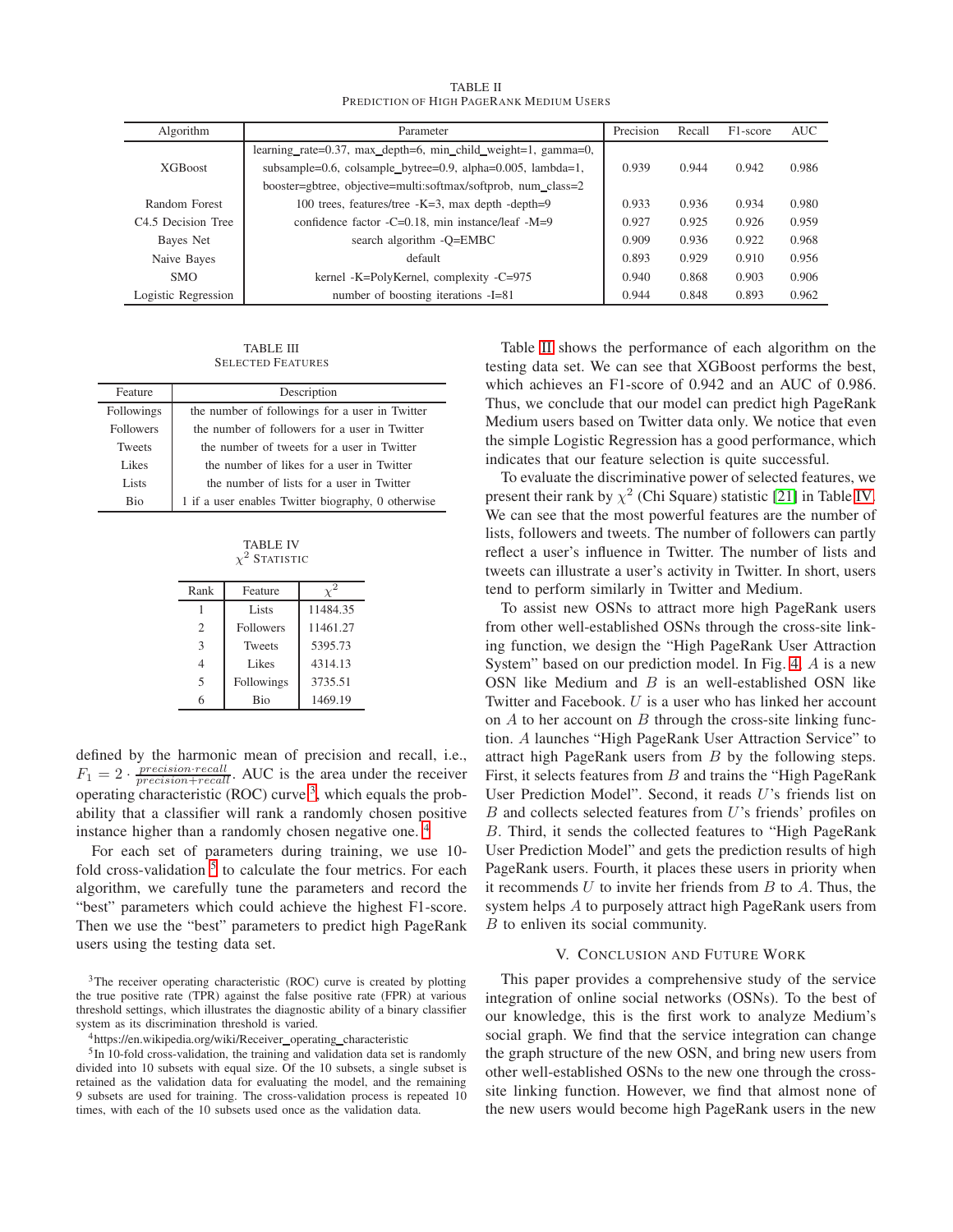TABLE II
PREDICTION OF HIGH PAGERANK MEDIUM USERS

| Algorithm | Parameter | Precision | Recall | F1-score | AUC |
|---|---|---|---|---|---|
| XGBoost | learning_rate=0.37, max_depth=6, min_child_weight=1, gamma=0, subsample=0.6, colsample_bytree=0.9, alpha=0.005, lambda=1, booster=gbtree, objective=multi:softmax/softprob, num_class=2 | 0.939 | 0.944 | 0.942 | 0.986 |
| Random Forest | 100 trees, features/tree -K=3, max depth -depth=9 | 0.933 | 0.936 | 0.934 | 0.980 |
| C4.5 Decision Tree | confidence factor -C=0.18, min instance/leaf -M=9 | 0.927 | 0.925 | 0.926 | 0.959 |
| Bayes Net | search algorithm -Q=EMBC | 0.909 | 0.936 | 0.922 | 0.968 |
| Naive Bayes | default | 0.893 | 0.929 | 0.910 | 0.956 |
| SMO | kernel -K=PolyKernel, complexity -C=975 | 0.940 | 0.868 | 0.903 | 0.906 |
| Logistic Regression | number of boosting iterations -I=81 | 0.944 | 0.848 | 0.893 | 0.962 |

TABLE III
SELECTED FEATURES

| Feature | Description |
|---|---|
| Followings | the number of followings for a user in Twitter |
| Followers | the number of followers for a user in Twitter |
| Tweets | the number of tweets for a user in Twitter |
| Likes | the number of likes for a user in Twitter |
| Lists | the number of lists for a user in Twitter |
| Bio | 1 if a user enables Twitter biography, 0 otherwise |

TABLE IV
$\chi^2$ STATISTIC

| Rank | Feature | $\chi^2$ |
|---|---|---|
| 1 | Lists | 11484.35 |
| 2 | Followers | 11461.27 |
| 3 | Tweets | 5395.73 |
| 4 | Likes | 4314.13 |
| 5 | Followings | 3735.51 |
| 6 | Bio | 1469.19 |

defined by the harmonic mean of precision and recall, i.e., $F_1 = 2 \cdot \frac{precision \cdot recall}{precision + recall}$. AUC is the area under the receiver operating characteristic (ROC) curve [3], which equals the probability that a classifier will rank a randomly chosen positive instance higher than a randomly chosen negative one. [4]

For each set of parameters during training, we use 10-fold cross-validation [5] to calculate the four metrics. For each algorithm, we carefully tune the parameters and record the "best" parameters which could achieve the highest F1-score. Then we use the "best" parameters to predict high PageRank users using the testing data set.

Table II shows the performance of each algorithm on the testing data set. We can see that XGBoost performs the best, which achieves an F1-score of 0.942 and an AUC of 0.986. Thus, we conclude that our model can predict high PageRank Medium users based on Twitter data only. We notice that even the simple Logistic Regression has a good performance, which indicates that our feature selection is quite successful.

To evaluate the discriminative power of selected features, we present their rank by $\chi^2$ (Chi Square) statistic [21] in Table IV. We can see that the most powerful features are the number of lists, followers and tweets. The number of followers can partly reflect a user's influence in Twitter. The number of lists and tweets can illustrate a user's activity in Twitter. In short, users tend to perform similarly in Twitter and Medium.

To assist new OSNs to attract more high PageRank users from other well-established OSNs through the cross-site linking function, we design the "High PageRank User Attraction System" based on our prediction model. In Fig. 4, $A$ is a new OSN like Medium and $B$ is an well-established OSN like Twitter and Facebook. $U$ is a user who has linked her account on $A$ to her account on $B$ through the cross-site linking function. $A$ launches "High PageRank User Attraction Service" to attract high PageRank users from $B$ by the following steps. First, it selects features from $B$ and trains the "High PageRank User Prediction Model". Second, it reads $U$'s friends list on $B$ and collects selected features from $U$'s friends' profiles on $B$. Third, it sends the collected features to "High PageRank User Prediction Model" and gets the prediction results of high PageRank users. Fourth, it places these users in priority when it recommends $U$ to invite her friends from $B$ to $A$. Thus, the system helps $A$ to purposely attract high PageRank users from $B$ to enliven its social community.

## V. CONCLUSION AND FUTURE WORK

This paper provides a comprehensive study of the service integration of online social networks (OSNs). To the best of our knowledge, this is the first work to analyze Medium's social graph. We find that the service integration can change the graph structure of the new OSN, and bring new users from other well-established OSNs to the new one through the cross-site linking function. However, we find that almost none of the new users would become high PageRank users in the new

[3] The receiver operating characteristic (ROC) curve is created by plotting the true positive rate (TPR) against the false positive rate (FPR) at various threshold settings, which illustrates the diagnostic ability of a binary classifier system as its discrimination threshold is varied.

[4] https://en.wikipedia.org/wiki/Receiver_operating_characteristic

[5] In 10-fold cross-validation, the training and validation data set is randomly divided into 10 subsets with equal size. Of the 10 subsets, a single subset is retained as the validation data for evaluating the model, and the remaining 9 subsets are used for training. The cross-validation process is repeated 10 times, with each of the 10 subsets used once as the validation data.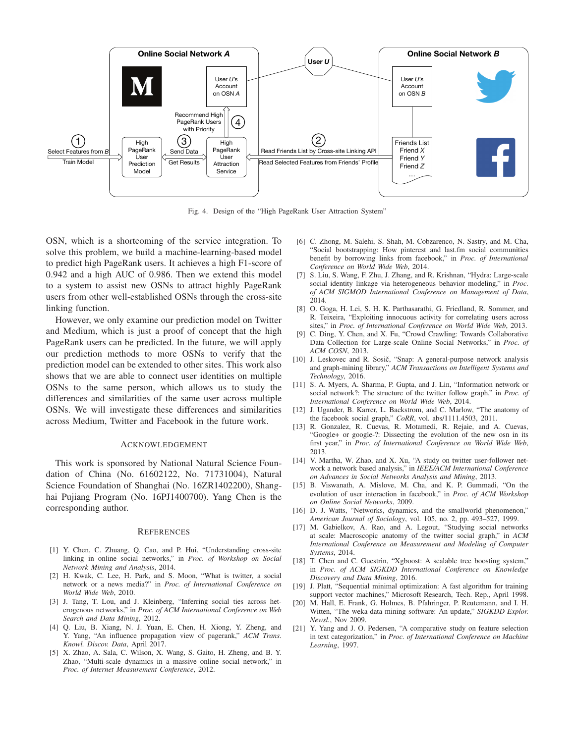Online Social Network *A*

User *U*

Online Social Network *B*

User *U*'s Account on OSN *A*

User *U*'s Account on OSN *B*

Recommend High PageRank Users with Priority

4

1

Select Features from *B*

Train Model

High PageRank User Prediction Model

3

Send Data

Get Results

High PageRank User Attraction Service

2

Read Friends List by Cross-site Linking API

Read Selected Features from Friends' Profile

Friends List
Friend *X*
Friend *Y*
Friend *Z*
...

Fig. 4. Design of the "High PageRank User Attraction System"

OSN, which is a shortcoming of the service integration. To solve this problem, we build a machine-learning-based model to predict high PageRank users. It achieves a high F1-score of 0.942 and a high AUC of 0.986. Then we extend this model to a system to assist new OSNs to attract highly PageRank users from other well-established OSNs through the cross-site linking function.

However, we only examine our prediction model on Twitter and Medium, which is just a proof of concept that the high PageRank users can be predicted. In the future, we will apply our prediction methods to more OSNs to verify that the prediction model can be extended to other sites. This work also shows that we are able to connect user identities on multiple OSNs to the same person, which allows us to study the differences and similarities of the same user across multiple OSNs. We will investigate these differences and similarities across Medium, Twitter and Facebook in the future work.

## Acknowledgement

This work is sponsored by National Natural Science Foundation of China (No. 61602122, No. 71731004), Natural Science Foundation of Shanghai (No. 16ZR1402200), Shanghai Pujiang Program (No. 16PJ1400700). Yang Chen is the corresponding author.

## References

[1] Y. Chen, C. Zhuang, Q. Cao, and P. Hui, "Understanding cross-site linking in online social networks," in *Proc. of Workshop on Social Network Mining and Analysis*, 2014.

[2] H. Kwak, C. Lee, H. Park, and S. Moon, "What is twitter, a social network or a news media?" in *Proc. of International Conference on World Wide Web*, 2010.

[3] J. Tang, T. Lou, and J. Kleinberg, "Inferring social ties across heterogenous networks," in *Proc. of ACM International Conference on Web Search and Data Mining*, 2012.

[4] Q. Liu, B. Xiang, N. J. Yuan, E. Chen, H. Xiong, Y. Zheng, and Y. Yang, "An influence propagation view of pagerank," *ACM Trans. Knowl. Discov. Data*, April 2017.

[5] X. Zhao, A. Sala, C. Wilson, X. Wang, S. Gaito, H. Zheng, and B. Y. Zhao, "Multi-scale dynamics in a massive online social network," in *Proc. of Internet Measurement Conference*, 2012.

[6] C. Zhong, M. Salehi, S. Shah, M. Cobzarenco, N. Sastry, and M. Cha, "Social bootstrapping: How pinterest and last.fm social communities benefit by borrowing links from facebook," in *Proc. of International Conference on World Wide Web*, 2014.

[7] S. Liu, S. Wang, F. Zhu, J. Zhang, and R. Krishnan, "Hydra: Large-scale social identity linkage via heterogeneous behavior modeling," in *Proc. of ACM SIGMOD International Conference on Management of Data*, 2014.

[8] O. Goga, H. Lei, S. H. K. Parthasarathi, G. Friedland, R. Sommer, and R. Teixeira, "Exploiting innocuous activity for correlating users across sites," in *Proc. of International Conference on World Wide Web*, 2013.

[9] C. Ding, Y. Chen, and X. Fu, "Crowd Crawling: Towards Collaborative Data Collection for Large-scale Online Social Networks," in *Proc. of ACM COSN*, 2013.

[10] J. Leskovec and R. Sosič, "Snap: A general-purpose network analysis and graph-mining library," *ACM Transactions on Intelligent Systems and Technology*, 2016.

[11] S. A. Myers, A. Sharma, P. Gupta, and J. Lin, "Information network or social network?: The structure of the twitter follow graph," in *Proc. of International Conference on World Wide Web*, 2014.

[12] J. Ugander, B. Karrer, L. Backstrom, and C. Marlow, "The anatomy of the facebook social graph," *CoRR*, vol. abs/1111.4503, 2011.

[13] R. Gonzalez, R. Cuevas, R. Motamedi, R. Rejaie, and A. Cuevas, "Google+ or google-?: Dissecting the evolution of the new osn in its first year," in *Proc. of International Conference on World Wide Web*, 2013.

[14] V. Martha, W. Zhao, and X. Xu, "A study on twitter user-follower network a network based analysis," in *IEEE/ACM International Conference on Advances in Social Networks Analysis and Mining*, 2013.

[15] B. Viswanath, A. Mislove, M. Cha, and K. P. Gummadi, "On the evolution of user interaction in facebook," in *Proc. of ACM Workshop on Online Social Networks*, 2009.

[16] D. J. Watts, "Networks, dynamics, and the smallworld phenomenon," *American Journal of Sociology*, vol. 105, no. 2, pp. 493–527, 1999.

[17] M. Gabielkov, A. Rao, and A. Legout, "Studying social networks at scale: Macroscopic anatomy of the twitter social graph," in *ACM International Conference on Measurement and Modeling of Computer Systems*, 2014.

[18] T. Chen and C. Guestrin, "Xgboost: A scalable tree boosting system," in *Proc. of ACM SIGKDD International Conference on Knowledge Discovery and Data Mining*, 2016.

[19] J. Platt, "Sequential minimal optimization: A fast algorithm for training support vector machines," Microsoft Research, Tech. Rep., April 1998.

[20] M. Hall, E. Frank, G. Holmes, B. Pfahringer, P. Reutemann, and I. H. Witten, "The weka data mining software: An update," *SIGKDD Explor. Newsl.*, Nov 2009.

[21] Y. Yang and J. O. Pedersen, "A comparative study on feature selection in text categorization," in *Proc. of International Conference on Machine Learning*, 1997.